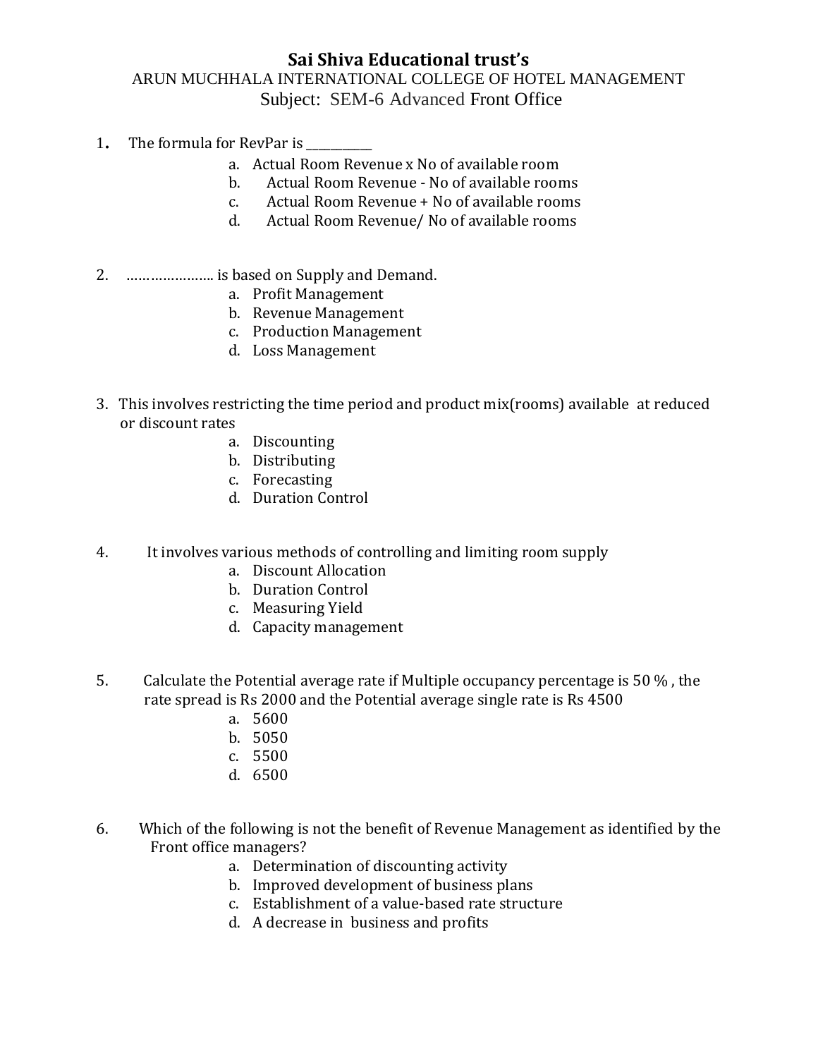# Sai Shiva Educational trust's

ARUN MUCHHALA INTERNATIONAL COLLEGE OF HOTEL MANAGEMENT

Subject: SEM-6 Advanced Front Office

1. The formula for RevPar is ___________
   a. Actual Room Revenue x No of available room
   b. Actual Room Revenue - No of available rooms
   c. Actual Room Revenue + No of available rooms
   d. Actual Room Revenue/ No of available rooms

2. ………………… is based on Supply and Demand.
   a. Profit Management
   b. Revenue Management
   c. Production Management
   d. Loss Management

3. This involves restricting the time period and product mix(rooms) available at reduced or discount rates
   a. Discounting
   b. Distributing
   c. Forecasting
   d. Duration Control

4. It involves various methods of controlling and limiting room supply
   a. Discount Allocation
   b. Duration Control
   c. Measuring Yield
   d. Capacity management

5. Calculate the Potential average rate if Multiple occupancy percentage is 50 % , the rate spread is Rs 2000 and the Potential average single rate is Rs 4500
   a. 5600
   b. 5050
   c. 5500
   d. 6500

6. Which of the following is not the benefit of Revenue Management as identified by the Front office managers?
   a. Determination of discounting activity
   b. Improved development of business plans
   c. Establishment of a value-based rate structure
   d. A decrease in business and profits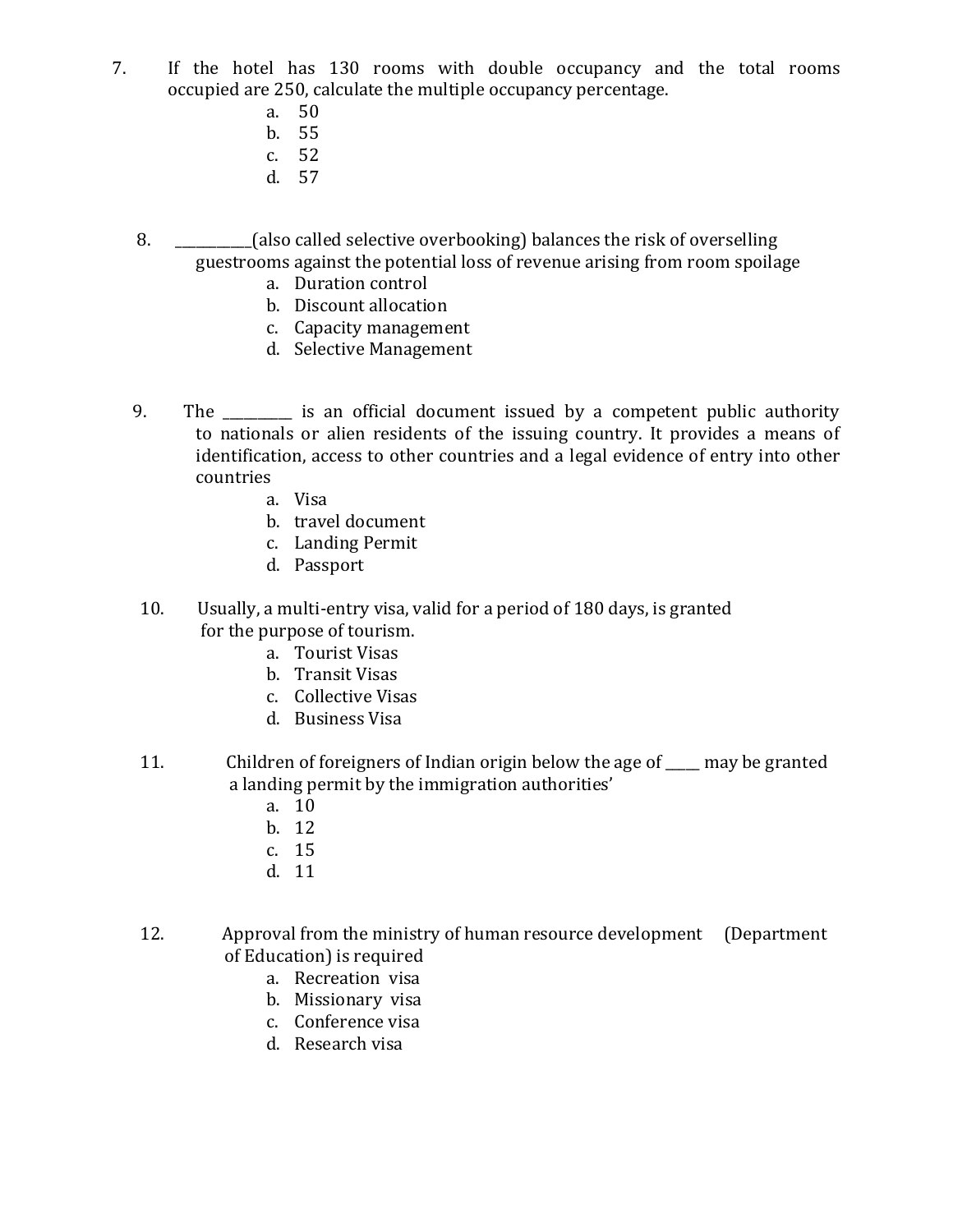7. If the hotel has 130 rooms with double occupancy and the total rooms occupied are 250, calculate the multiple occupancy percentage.
   a. 50
   b. 55
   c. 52
   d. 57

8. __________(also called selective overbooking) balances the risk of overselling guestrooms against the potential loss of revenue arising from room spoilage
   a. Duration control
   b. Discount allocation
   c. Capacity management
   d. Selective Management

9. The _________ is an official document issued by a competent public authority to nationals or alien residents of the issuing country. It provides a means of identification, access to other countries and a legal evidence of entry into other countries
   a. Visa
   b. travel document
   c. Landing Permit
   d. Passport

10. Usually, a multi-entry visa, valid for a period of 180 days, is granted for the purpose of tourism.
    a. Tourist Visas
    b. Transit Visas
    c. Collective Visas
    d. Business Visa

11. Children of foreigners of Indian origin below the age of ____ may be granted a landing permit by the immigration authorities'
    a. 10
    b. 12
    c. 15
    d. 11

12. Approval from the ministry of human resource development (Department of Education) is required
    a. Recreation visa
    b. Missionary visa
    c. Conference visa
    d. Research visa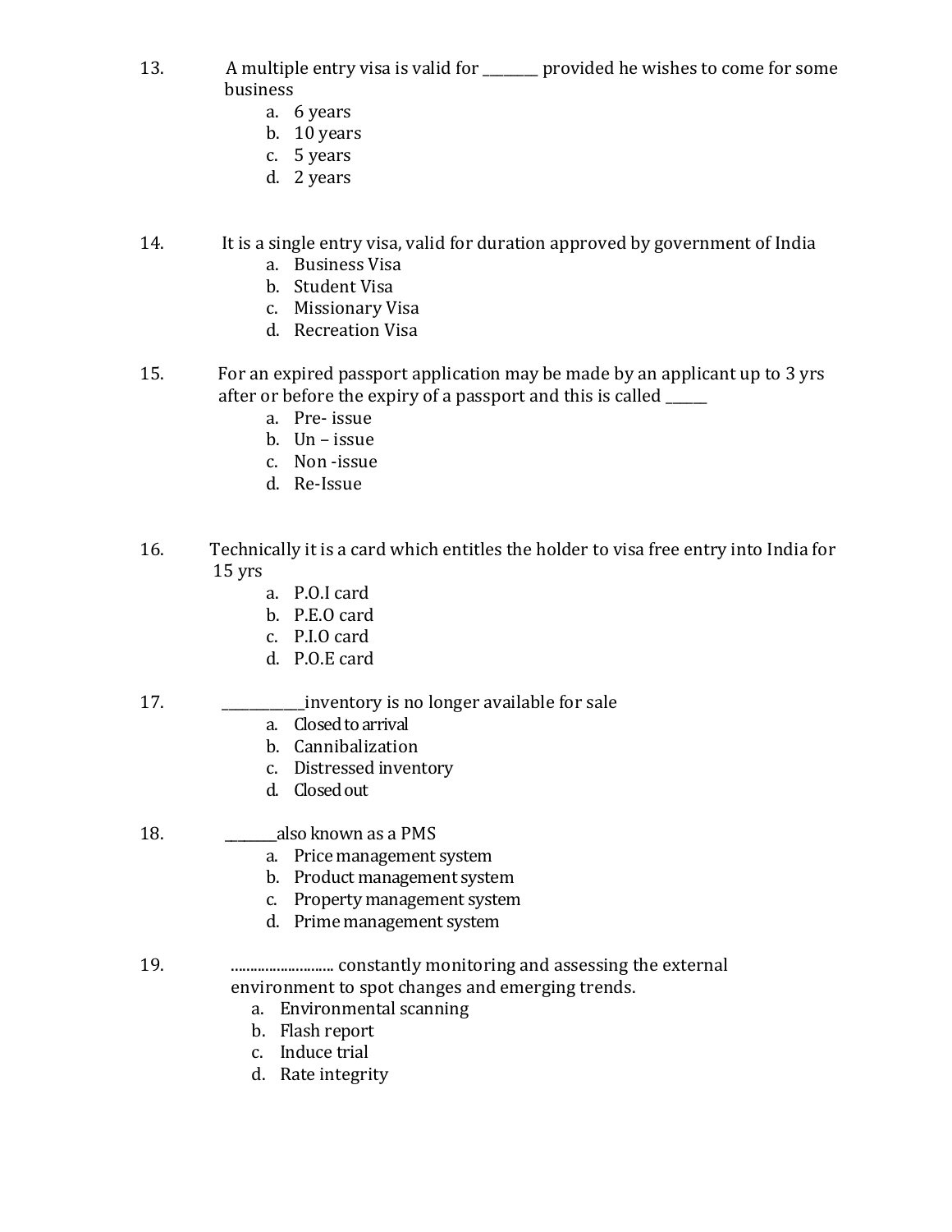13. A multiple entry visa is valid for ________ provided he wishes to come for some business
    a. 6 years
    b. 10 years
    c. 5 years
    d. 2 years

14. It is a single entry visa, valid for duration approved by government of India
    a. Business Visa
    b. Student Visa
    c. Missionary Visa
    d. Recreation Visa

15. For an expired passport application may be made by an applicant up to 3 yrs after or before the expiry of a passport and this is called ______
    a. Pre- issue
    b. Un – issue
    c. Non -issue
    d. Re-Issue

16. Technically it is a card which entitles the holder to visa free entry into India for 15 yrs
    a. P.O.I card
    b. P.E.O card
    c. P.I.O card
    d. P.O.E card

17. ____________inventory is no longer available for sale
    a. Closed to arrival
    b. Cannibalization
    c. Distressed inventory
    d. Closed out

18. ________also known as a PMS
    a. Price management system
    b. Product management system
    c. Property management system
    d. Prime management system

19. .......................... constantly monitoring and assessing the external environment to spot changes and emerging trends.
    a. Environmental scanning
    b. Flash report
    c. Induce trial
    d. Rate integrity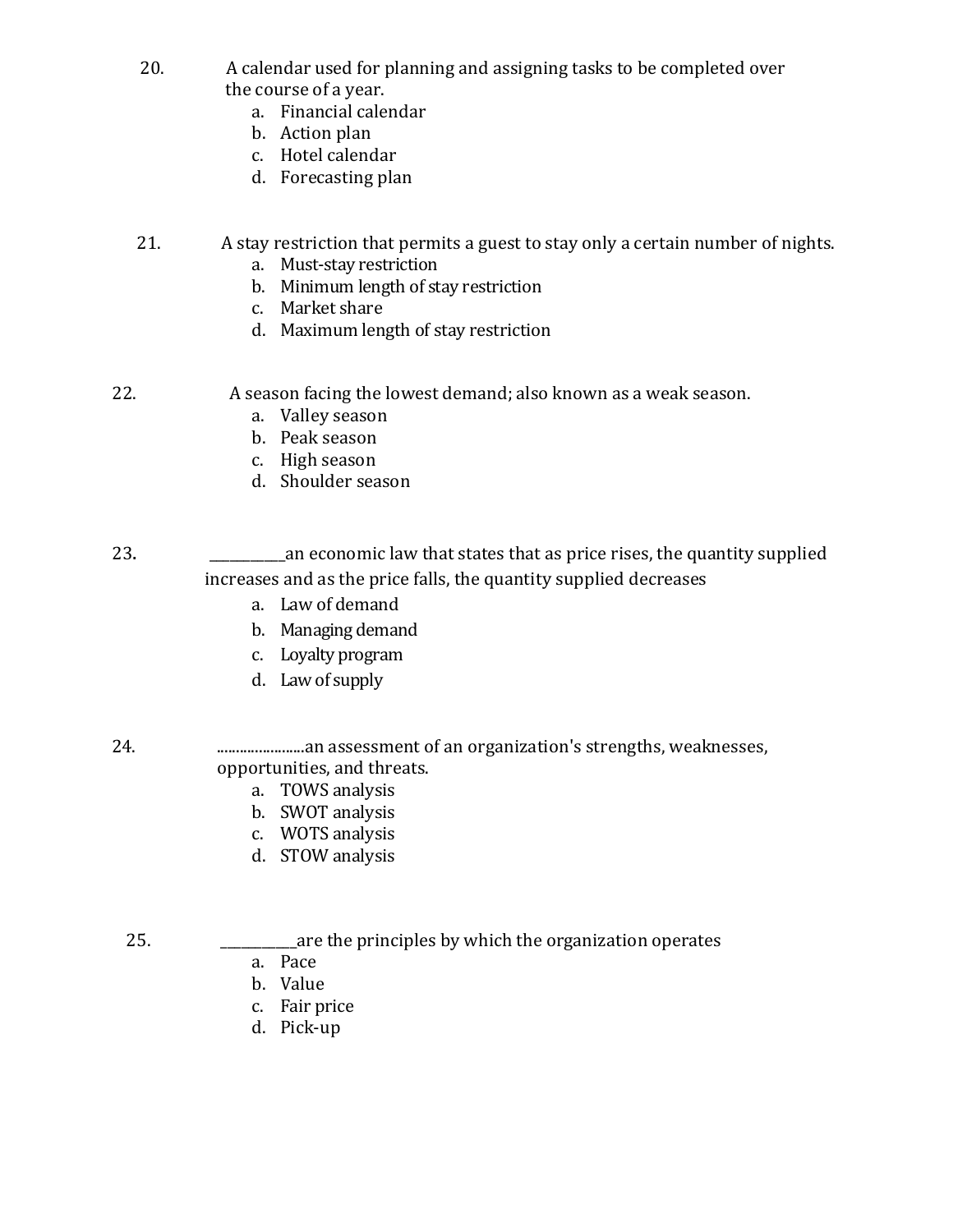20. A calendar used for planning and assigning tasks to be completed over the course of a year.
    a. Financial calendar
    b. Action plan
    c. Hotel calendar
    d. Forecasting plan

21. A stay restriction that permits a guest to stay only a certain number of nights.
    a. Must-stay restriction
    b. Minimum length of stay restriction
    c. Market share
    d. Maximum length of stay restriction

22. A season facing the lowest demand; also known as a weak season.
    a. Valley season
    b. Peak season
    c. High season
    d. Shoulder season

23. ___________an economic law that states that as price rises, the quantity supplied increases and as the price falls, the quantity supplied decreases
    a. Law of demand
    b. Managing demand
    c. Loyalty program
    d. Law of supply

24. .......................an assessment of an organization's strengths, weaknesses, opportunities, and threats.
    a. TOWS analysis
    b. SWOT analysis
    c. WOTS analysis
    d. STOW analysis

25. ___________are the principles by which the organization operates
    a. Pace
    b. Value
    c. Fair price
    d. Pick-up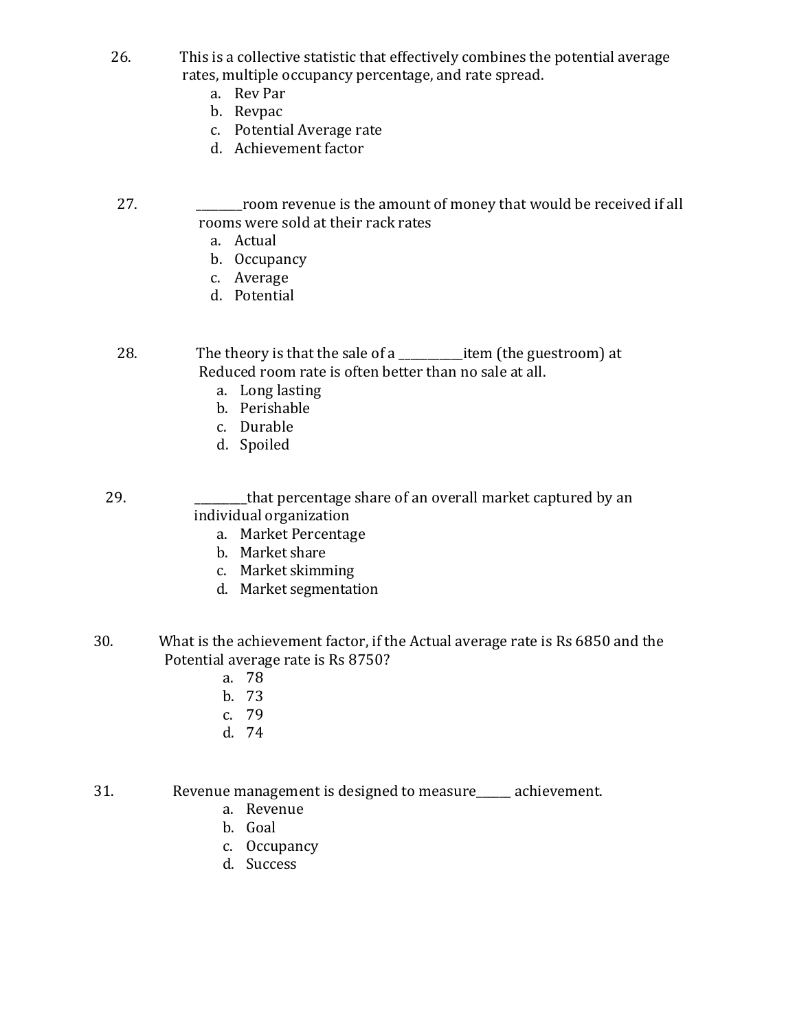26. This is a collective statistic that effectively combines the potential average rates, multiple occupancy percentage, and rate spread.
    a. Rev Par
    b. Revpac
    c. Potential Average rate
    d. Achievement factor

27. ________room revenue is the amount of money that would be received if all rooms were sold at their rack rates
    a. Actual
    b. Occupancy
    c. Average
    d. Potential

28. The theory is that the sale of a ___________item (the guestroom) at Reduced room rate is often better than no sale at all.
    a. Long lasting
    b. Perishable
    c. Durable
    d. Spoiled

29. _________that percentage share of an overall market captured by an individual organization
    a. Market Percentage
    b. Market share
    c. Market skimming
    d. Market segmentation

30. What is the achievement factor, if the Actual average rate is Rs 6850 and the Potential average rate is Rs 8750?
    a. 78
    b. 73
    c. 79
    d. 74

31. Revenue management is designed to measure______ achievement.
    a. Revenue
    b. Goal
    c. Occupancy
    d. Success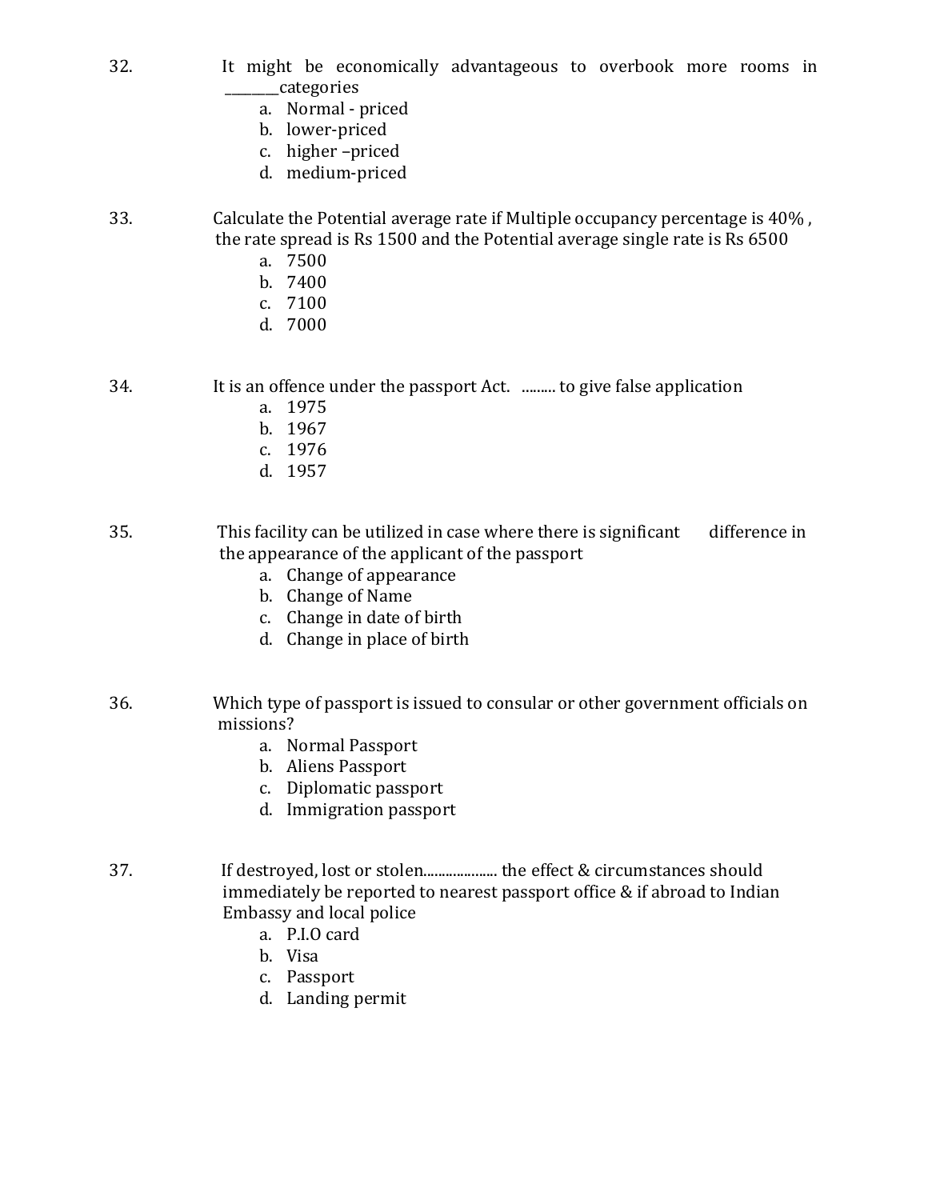32. It might be economically advantageous to overbook more rooms in ________categories

    a. Normal - priced
    b. lower-priced
    c. higher –priced
    d. medium-priced

33. Calculate the Potential average rate if Multiple occupancy percentage is 40% , the rate spread is Rs 1500 and the Potential average single rate is Rs 6500

    a. 7500
    b. 7400
    c. 7100
    d. 7000

34. It is an offence under the passport Act. ......... to give false application

    a. 1975
    b. 1967
    c. 1976
    d. 1957

35. This facility can be utilized in case where there is significant difference in the appearance of the applicant of the passport

    a. Change of appearance
    b. Change of Name
    c. Change in date of birth
    d. Change in place of birth

36. Which type of passport is issued to consular or other government officials on missions?

    a. Normal Passport
    b. Aliens Passport
    c. Diplomatic passport
    d. Immigration passport

37. If destroyed, lost or stolen.................... the effect & circumstances should immediately be reported to nearest passport office & if abroad to Indian Embassy and local police

    a. P.I.O card
    b. Visa
    c. Passport
    d. Landing permit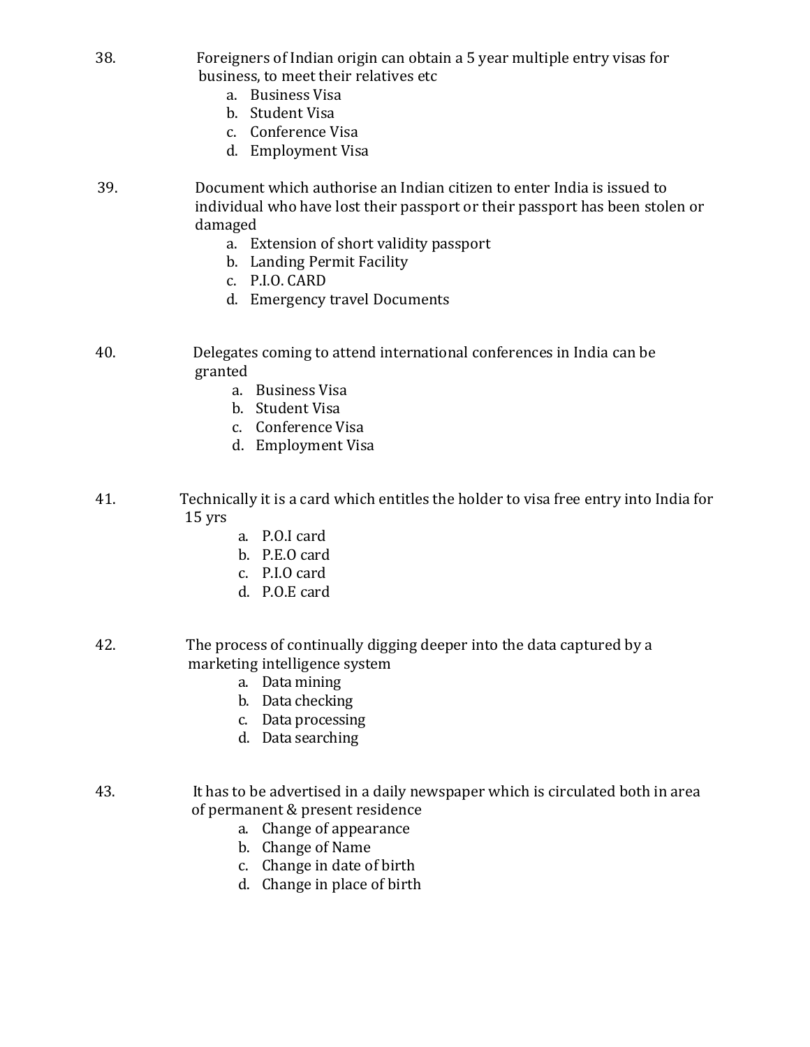38. Foreigners of Indian origin can obtain a 5 year multiple entry visas for business, to meet their relatives etc

    a. Business Visa
    b. Student Visa
    c. Conference Visa
    d. Employment Visa

39. Document which authorise an Indian citizen to enter India is issued to individual who have lost their passport or their passport has been stolen or damaged

    a. Extension of short validity passport
    b. Landing Permit Facility
    c. P.I.O. CARD
    d. Emergency travel Documents

40. Delegates coming to attend international conferences in India can be granted

    a. Business Visa
    b. Student Visa
    c. Conference Visa
    d. Employment Visa

41. Technically it is a card which entitles the holder to visa free entry into India for 15 yrs

    a. P.O.I card
    b. P.E.O card
    c. P.I.O card
    d. P.O.E card

42. The process of continually digging deeper into the data captured by a marketing intelligence system

    a. Data mining
    b. Data checking
    c. Data processing
    d. Data searching

43. It has to be advertised in a daily newspaper which is circulated both in area of permanent & present residence

    a. Change of appearance
    b. Change of Name
    c. Change in date of birth
    d. Change in place of birth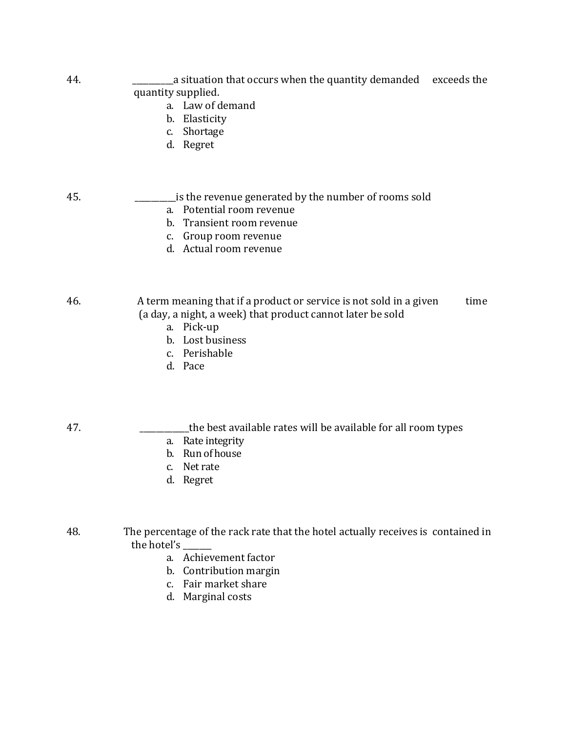44. __________a situation that occurs when the quantity demanded exceeds the quantity supplied.

    a. Law of demand
    b. Elasticity
    c. Shortage
    d. Regret

45. __________is the revenue generated by the number of rooms sold

    a. Potential room revenue
    b. Transient room revenue
    c. Group room revenue
    d. Actual room revenue

46. A term meaning that if a product or service is not sold in a given time (a day, a night, a week) that product cannot later be sold

    a. Pick-up
    b. Lost business
    c. Perishable
    d. Pace

47. ____________the best available rates will be available for all room types

    a. Rate integrity
    b. Run of house
    c. Net rate
    d. Regret

48. The percentage of the rack rate that the hotel actually receives is contained in the hotel's _______

    a. Achievement factor
    b. Contribution margin
    c. Fair market share
    d. Marginal costs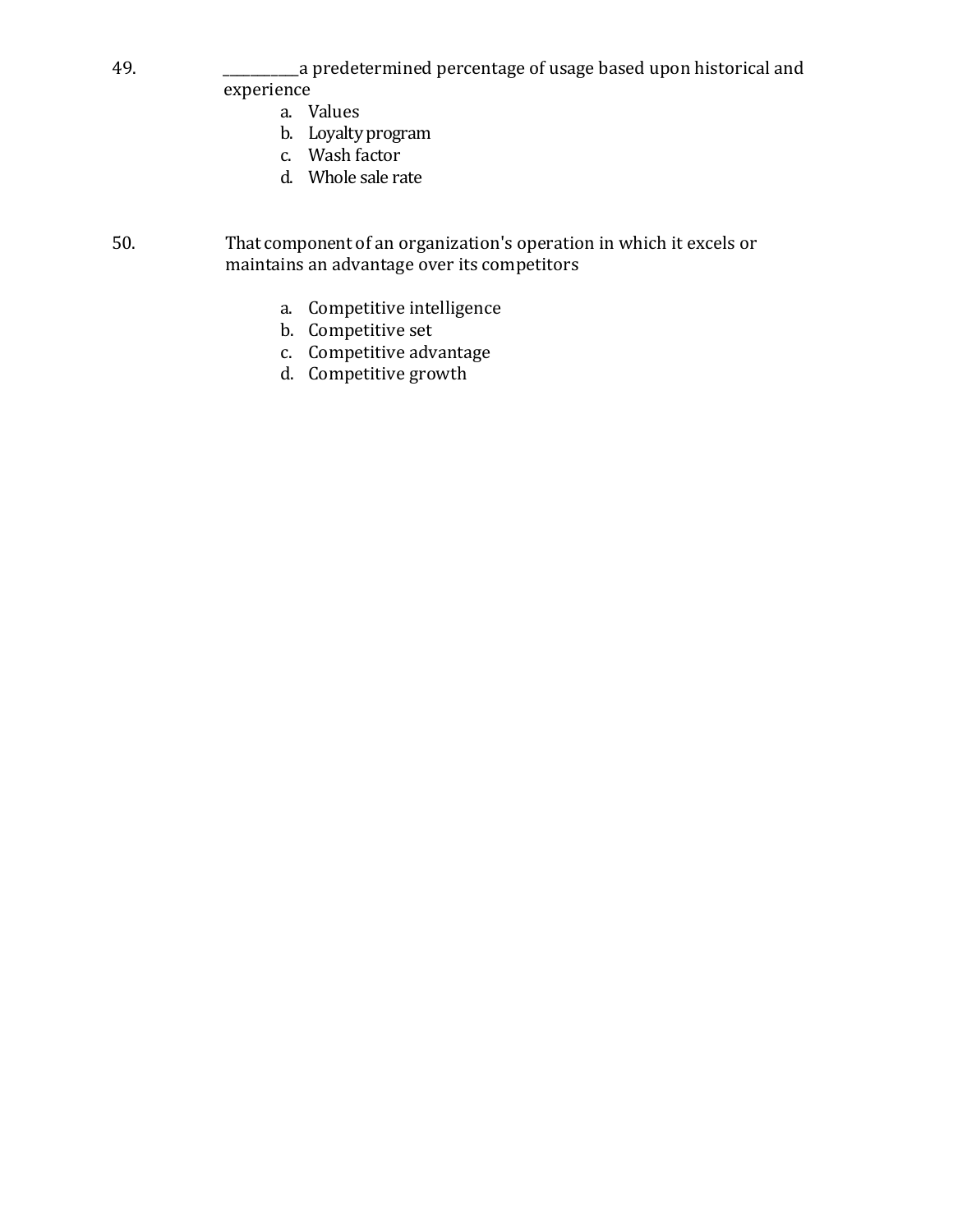49. ___________a predetermined percentage of usage based upon historical and experience

    a. Values
    b. Loyalty program
    c. Wash factor
    d. Whole sale rate

50. That component of an organization's operation in which it excels or maintains an advantage over its competitors

    a. Competitive intelligence
    b. Competitive set
    c. Competitive advantage
    d. Competitive growth